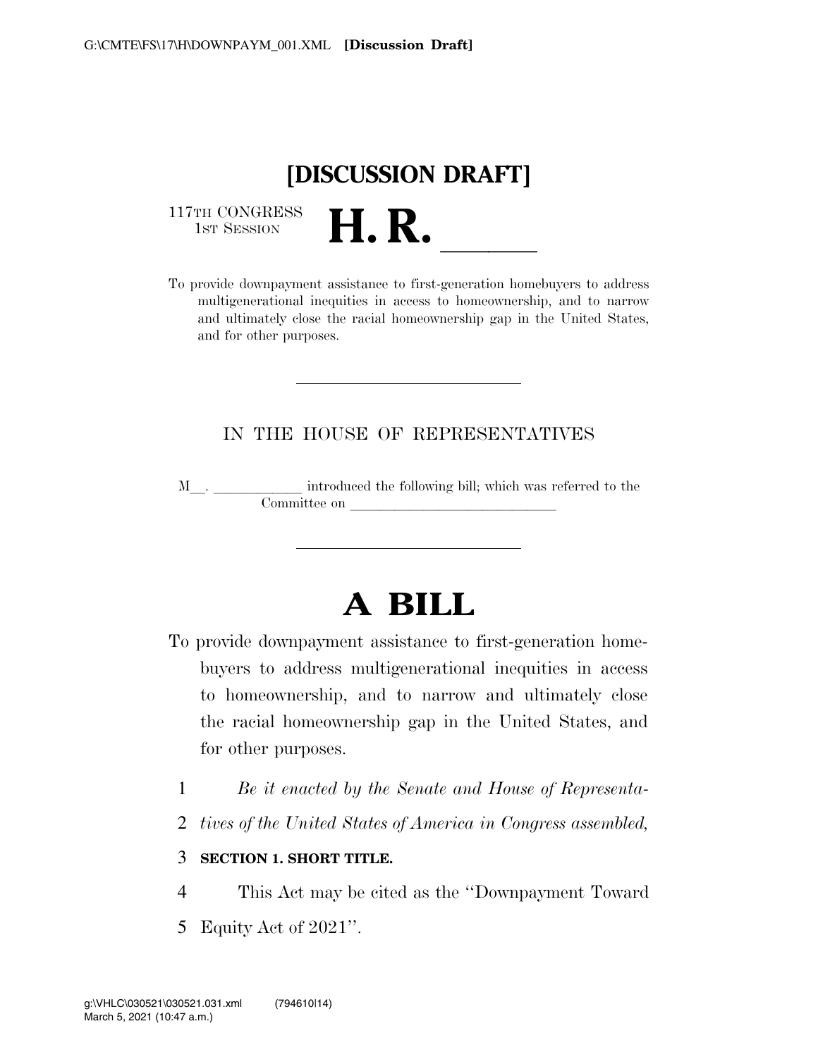# [DISCUSSION DRAFT]

117TH CONGRESS
1ST SESSION

# H. R. \_\_\_\_\_

To provide downpayment assistance to first-generation homebuyers to address multigenerational inequities in access to homeownership, and to narrow and ultimately close the racial homeownership gap in the United States, and for other purposes.

---

IN THE HOUSE OF REPRESENTATIVES

M\_\_. \_\_\_\_\_\_\_\_\_\_\_\_ introduced the following bill; which was referred to the Committee on \_\_\_\_\_\_\_\_\_\_\_\_\_\_\_\_\_\_\_\_\_\_\_\_\_\_\_\_

---

# A BILL

To provide downpayment assistance to first-generation homebuyers to address multigenerational inequities in access to homeownership, and to narrow and ultimately close the racial homeownership gap in the United States, and for other purposes.

*Be it enacted by the Senate and House of Representatives of the United States of America in Congress assembled,*

**SECTION 1. SHORT TITLE.**

This Act may be cited as the ''Downpayment Toward Equity Act of 2021''.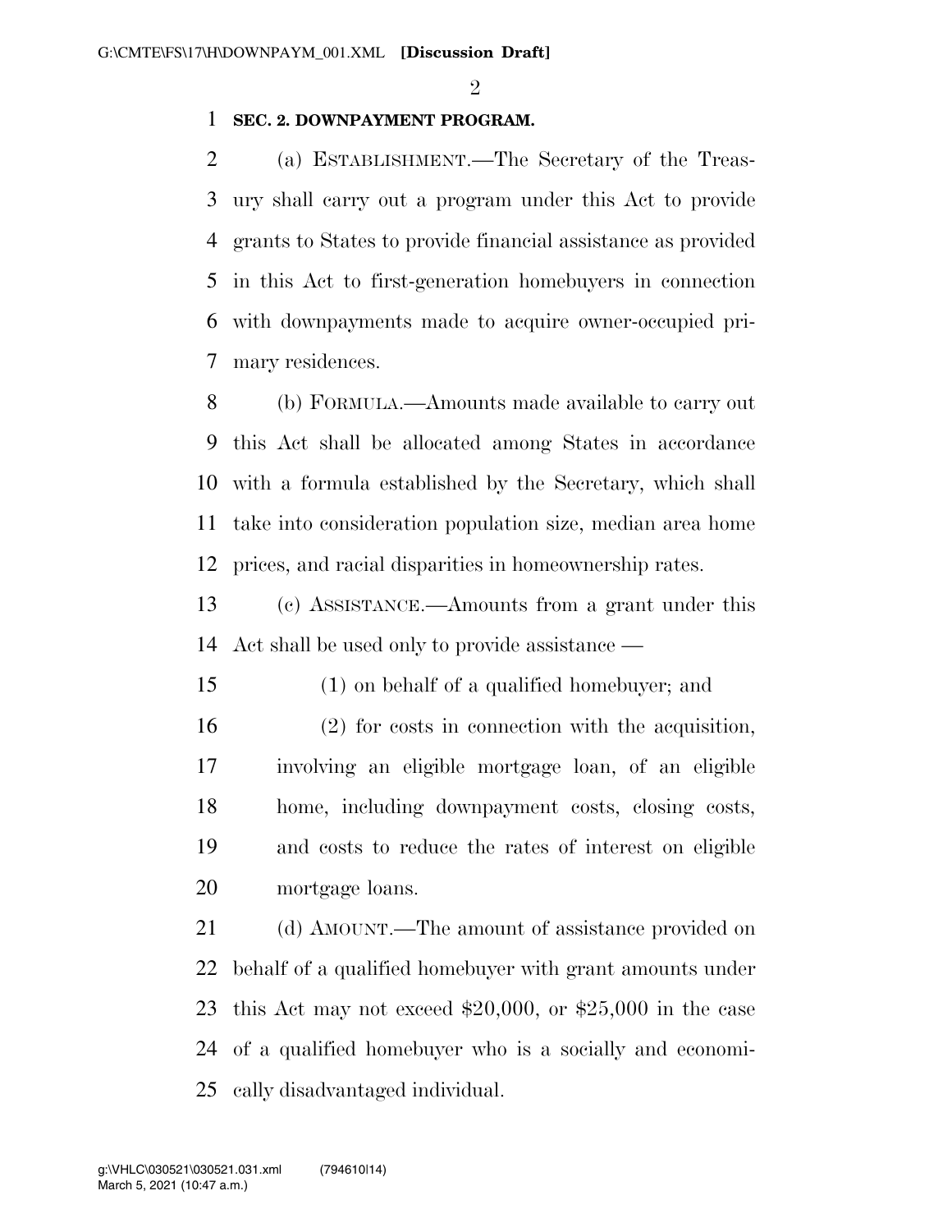**SEC. 2. DOWNPAYMENT PROGRAM.**

(a) ESTABLISHMENT.—The Secretary of the Treasury shall carry out a program under this Act to provide grants to States to provide financial assistance as provided in this Act to first-generation homebuyers in connection with downpayments made to acquire owner-occupied primary residences.

(b) FORMULA.—Amounts made available to carry out this Act shall be allocated among States in accordance with a formula established by the Secretary, which shall take into consideration population size, median area home prices, and racial disparities in homeownership rates.

(c) ASSISTANCE.—Amounts from a grant under this Act shall be used only to provide assistance —

(1) on behalf of a qualified homebuyer; and

(2) for costs in connection with the acquisition, involving an eligible mortgage loan, of an eligible home, including downpayment costs, closing costs, and costs to reduce the rates of interest on eligible mortgage loans.

(d) AMOUNT.—The amount of assistance provided on behalf of a qualified homebuyer with grant amounts under this Act may not exceed $20,000, or $25,000 in the case of a qualified homebuyer who is a socially and economically disadvantaged individual.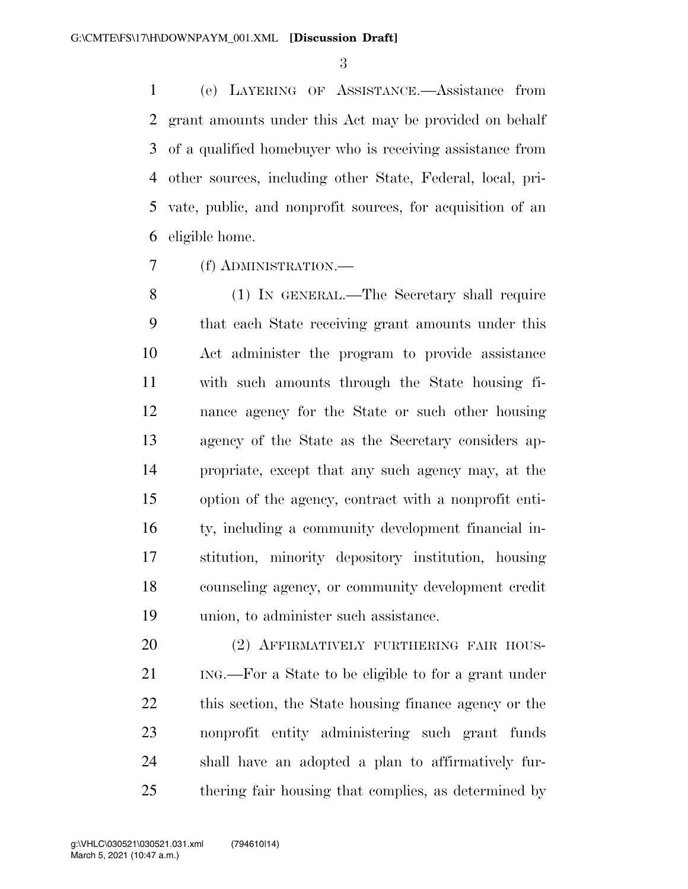(e) LAYERING OF ASSISTANCE.—Assistance from grant amounts under this Act may be provided on behalf of a qualified homebuyer who is receiving assistance from other sources, including other State, Federal, local, private, public, and nonprofit sources, for acquisition of an eligible home.

(f) ADMINISTRATION.—

(1) IN GENERAL.—The Secretary shall require that each State receiving grant amounts under this Act administer the program to provide assistance with such amounts through the State housing finance agency for the State or such other housing agency of the State as the Secretary considers appropriate, except that any such agency may, at the option of the agency, contract with a nonprofit entity, including a community development financial institution, minority depository institution, housing counseling agency, or community development credit union, to administer such assistance.

(2) AFFIRMATIVELY FURTHERING FAIR HOUSING.—For a State to be eligible to for a grant under this section, the State housing finance agency or the nonprofit entity administering such grant funds shall have an adopted a plan to affirmatively furthering fair housing that complies, as determined by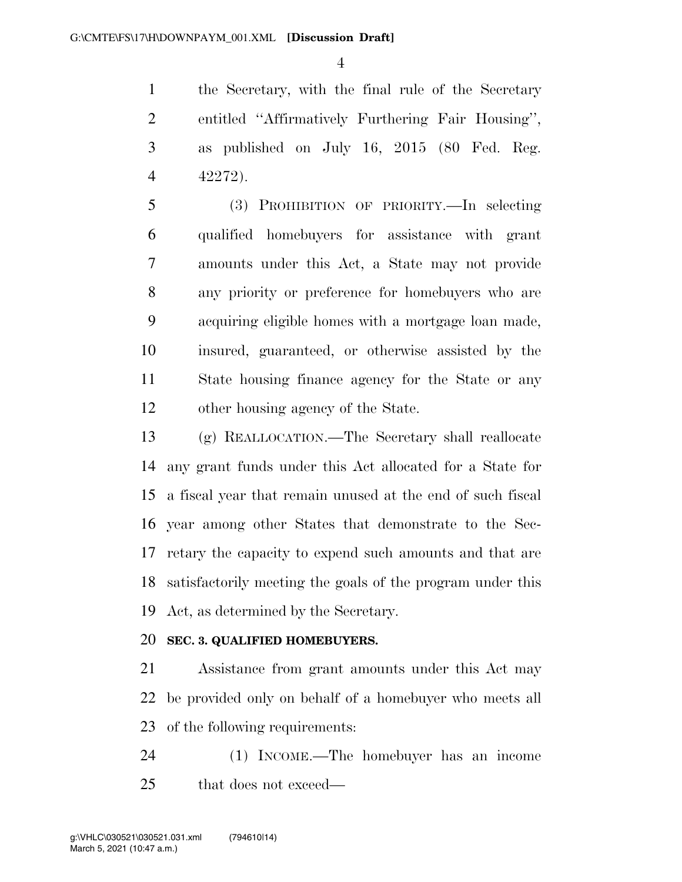the Secretary, with the final rule of the Secretary entitled ''Affirmatively Furthering Fair Housing'', as published on July 16, 2015 (80 Fed. Reg. 42272).

(3) PROHIBITION OF PRIORITY.—In selecting qualified homebuyers for assistance with grant amounts under this Act, a State may not provide any priority or preference for homebuyers who are acquiring eligible homes with a mortgage loan made, insured, guaranteed, or otherwise assisted by the State housing finance agency for the State or any other housing agency of the State.

(g) REALLOCATION.—The Secretary shall reallocate any grant funds under this Act allocated for a State for a fiscal year that remain unused at the end of such fiscal year among other States that demonstrate to the Secretary the capacity to expend such amounts and that are satisfactorily meeting the goals of the program under this Act, as determined by the Secretary.

**SEC. 3. QUALIFIED HOMEBUYERS.**

Assistance from grant amounts under this Act may be provided only on behalf of a homebuyer who meets all of the following requirements:

(1) INCOME.—The homebuyer has an income that does not exceed—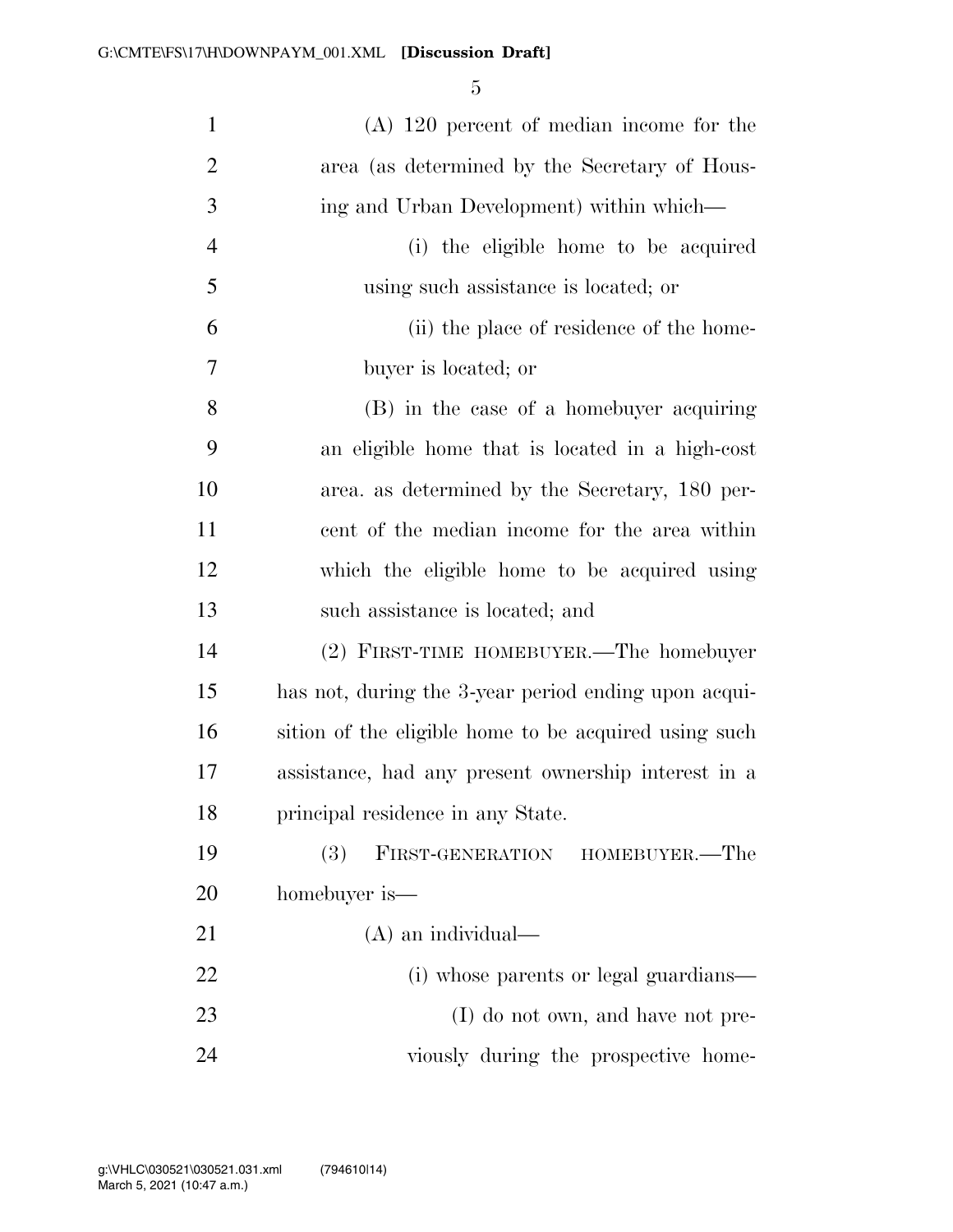(A) 120 percent of median income for the area (as determined by the Secretary of Housing and Urban Development) within which—

(i) the eligible home to be acquired using such assistance is located; or

(ii) the place of residence of the homebuyer is located; or

(B) in the case of a homebuyer acquiring an eligible home that is located in a high-cost area. as determined by the Secretary, 180 percent of the median income for the area within which the eligible home to be acquired using such assistance is located; and

(2) FIRST-TIME HOMEBUYER.—The homebuyer has not, during the 3-year period ending upon acquisition of the eligible home to be acquired using such assistance, had any present ownership interest in a principal residence in any State.

(3) FIRST-GENERATION HOMEBUYER.—The homebuyer is—

(A) an individual—

(i) whose parents or legal guardians—

(I) do not own, and have not previously during the prospective home-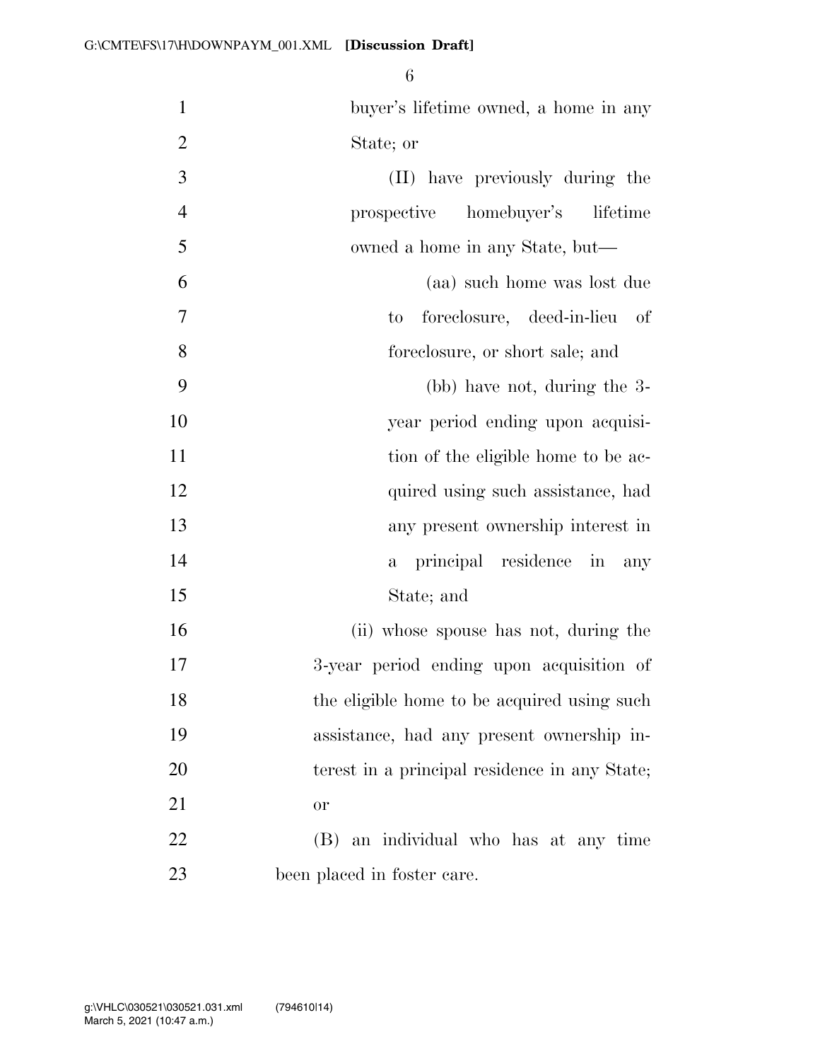buyer's lifetime owned, a home in any State; or

(II) have previously during the prospective homebuyer's lifetime owned a home in any State, but—

(aa) such home was lost due to foreclosure, deed-in-lieu of foreclosure, or short sale; and

(bb) have not, during the 3-year period ending upon acquisition of the eligible home to be acquired using such assistance, had any present ownership interest in a principal residence in any State; and

(ii) whose spouse has not, during the 3-year period ending upon acquisition of the eligible home to be acquired using such assistance, had any present ownership interest in a principal residence in any State; or

(B) an individual who has at any time been placed in foster care.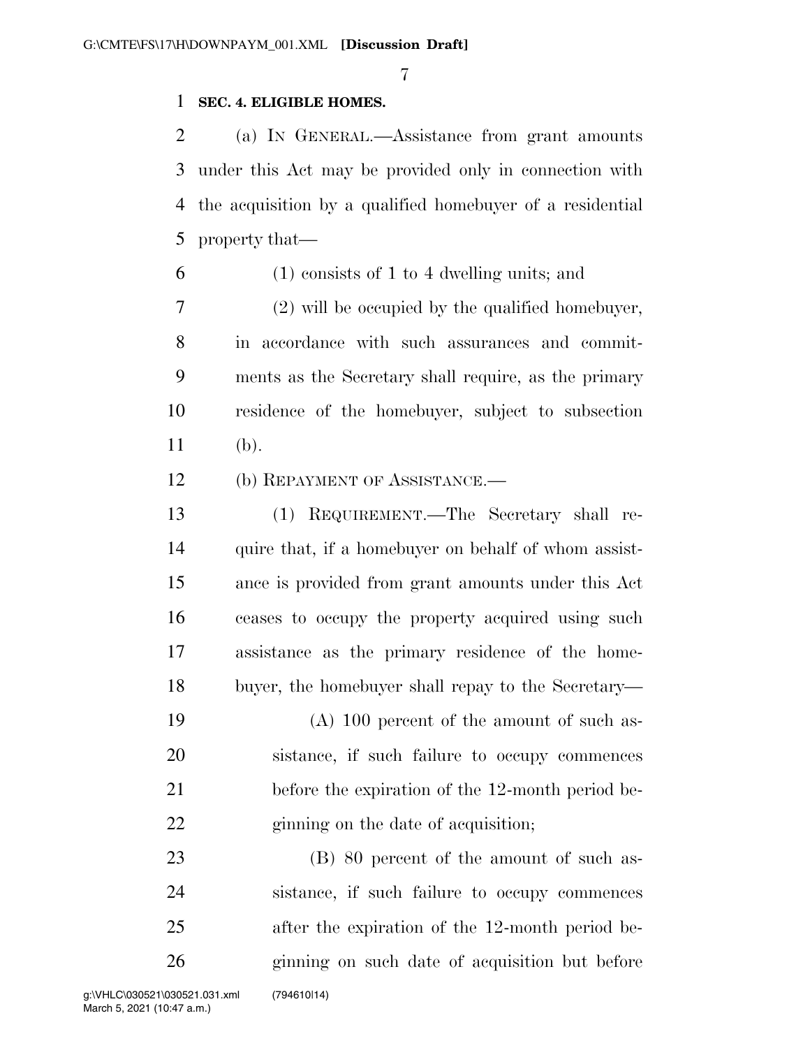**SEC. 4. ELIGIBLE HOMES.**

(a) IN GENERAL.—Assistance from grant amounts under this Act may be provided only in connection with the acquisition by a qualified homebuyer of a residential property that—

(1) consists of 1 to 4 dwelling units; and

(2) will be occupied by the qualified homebuyer, in accordance with such assurances and commitments as the Secretary shall require, as the primary residence of the homebuyer, subject to subsection (b).

(b) REPAYMENT OF ASSISTANCE.—

(1) REQUIREMENT.—The Secretary shall require that, if a homebuyer on behalf of whom assistance is provided from grant amounts under this Act ceases to occupy the property acquired using such assistance as the primary residence of the homebuyer, the homebuyer shall repay to the Secretary—

(A) 100 percent of the amount of such assistance, if such failure to occupy commences before the expiration of the 12-month period beginning on the date of acquisition;

(B) 80 percent of the amount of such assistance, if such failure to occupy commences after the expiration of the 12-month period beginning on such date of acquisition but before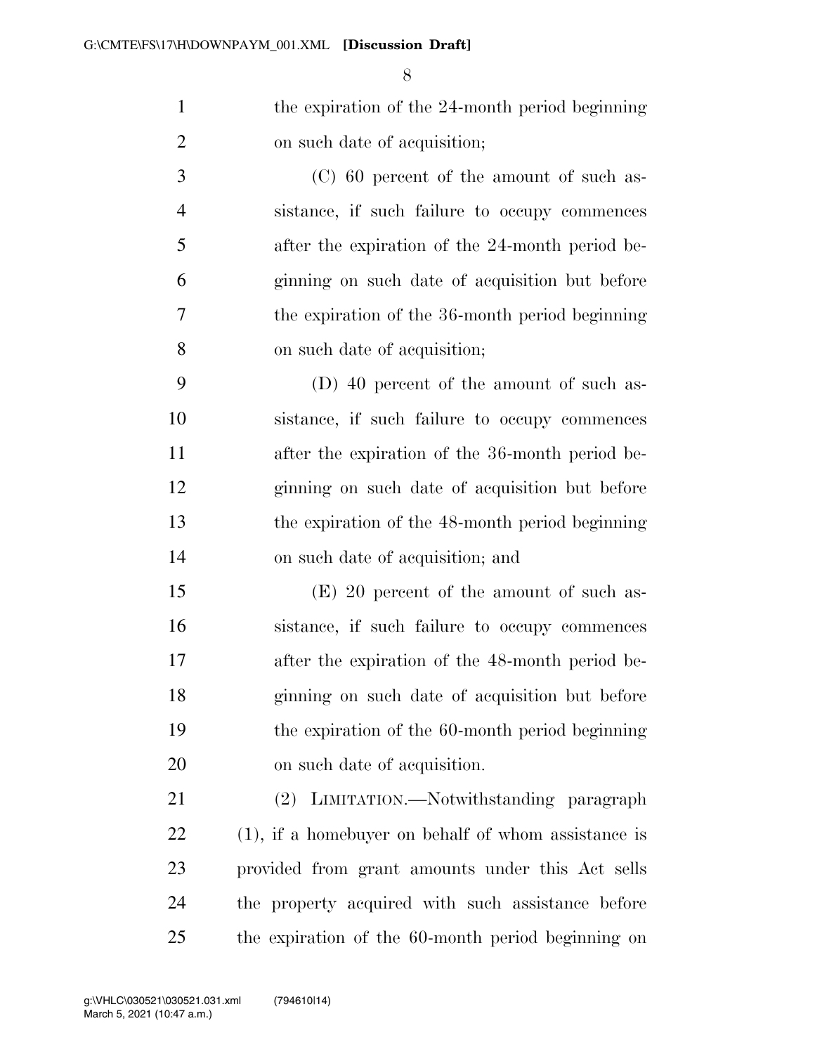the expiration of the 24-month period beginning on such date of acquisition;

(C) 60 percent of the amount of such assistance, if such failure to occupy commences after the expiration of the 24-month period beginning on such date of acquisition but before the expiration of the 36-month period beginning on such date of acquisition;

(D) 40 percent of the amount of such assistance, if such failure to occupy commences after the expiration of the 36-month period beginning on such date of acquisition but before the expiration of the 48-month period beginning on such date of acquisition; and

(E) 20 percent of the amount of such assistance, if such failure to occupy commences after the expiration of the 48-month period beginning on such date of acquisition but before the expiration of the 60-month period beginning on such date of acquisition.

(2) LIMITATION.—Notwithstanding paragraph (1), if a homebuyer on behalf of whom assistance is provided from grant amounts under this Act sells the property acquired with such assistance before the expiration of the 60-month period beginning on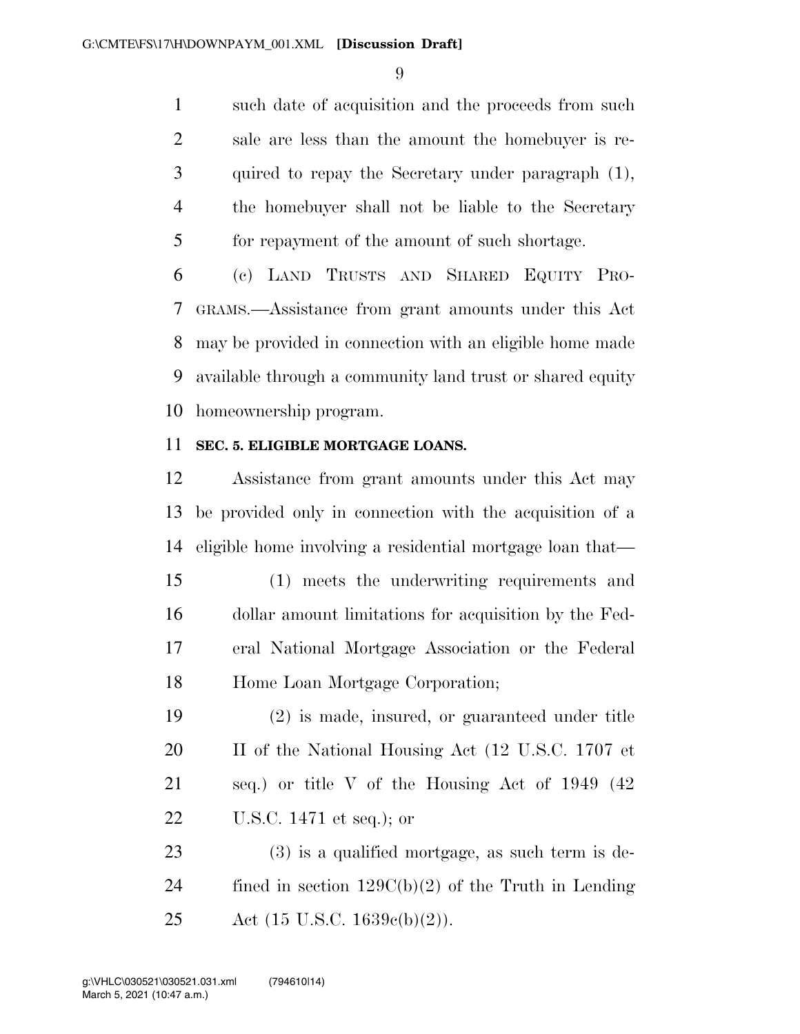such date of acquisition and the proceeds from such sale are less than the amount the homebuyer is required to repay the Secretary under paragraph (1), the homebuyer shall not be liable to the Secretary for repayment of the amount of such shortage.

(c) LAND TRUSTS AND SHARED EQUITY PROGRAMS.—Assistance from grant amounts under this Act may be provided in connection with an eligible home made available through a community land trust or shared equity homeownership program.

**SEC. 5. ELIGIBLE MORTGAGE LOANS.**

Assistance from grant amounts under this Act may be provided only in connection with the acquisition of a eligible home involving a residential mortgage loan that—

(1) meets the underwriting requirements and dollar amount limitations for acquisition by the Federal National Mortgage Association or the Federal Home Loan Mortgage Corporation;

(2) is made, insured, or guaranteed under title II of the National Housing Act (12 U.S.C. 1707 et seq.) or title V of the Housing Act of 1949 (42 U.S.C. 1471 et seq.); or

(3) is a qualified mortgage, as such term is defined in section 129C(b)(2) of the Truth in Lending Act (15 U.S.C. 1639c(b)(2)).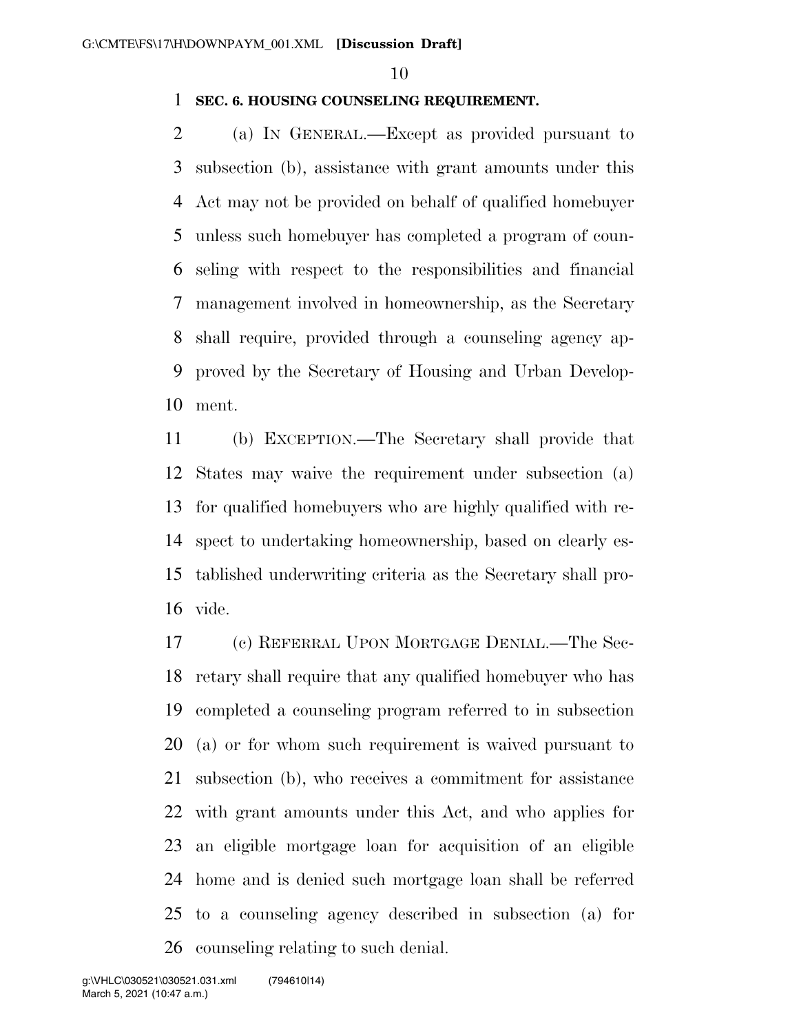**SEC. 6. HOUSING COUNSELING REQUIREMENT.**

(a) IN GENERAL.—Except as provided pursuant to subsection (b), assistance with grant amounts under this Act may not be provided on behalf of qualified homebuyer unless such homebuyer has completed a program of counseling with respect to the responsibilities and financial management involved in homeownership, as the Secretary shall require, provided through a counseling agency approved by the Secretary of Housing and Urban Development.

(b) EXCEPTION.—The Secretary shall provide that States may waive the requirement under subsection (a) for qualified homebuyers who are highly qualified with respect to undertaking homeownership, based on clearly established underwriting criteria as the Secretary shall provide.

(c) REFERRAL UPON MORTGAGE DENIAL.—The Secretary shall require that any qualified homebuyer who has completed a counseling program referred to in subsection (a) or for whom such requirement is waived pursuant to subsection (b), who receives a commitment for assistance with grant amounts under this Act, and who applies for an eligible mortgage loan for acquisition of an eligible home and is denied such mortgage loan shall be referred to a counseling agency described in subsection (a) for counseling relating to such denial.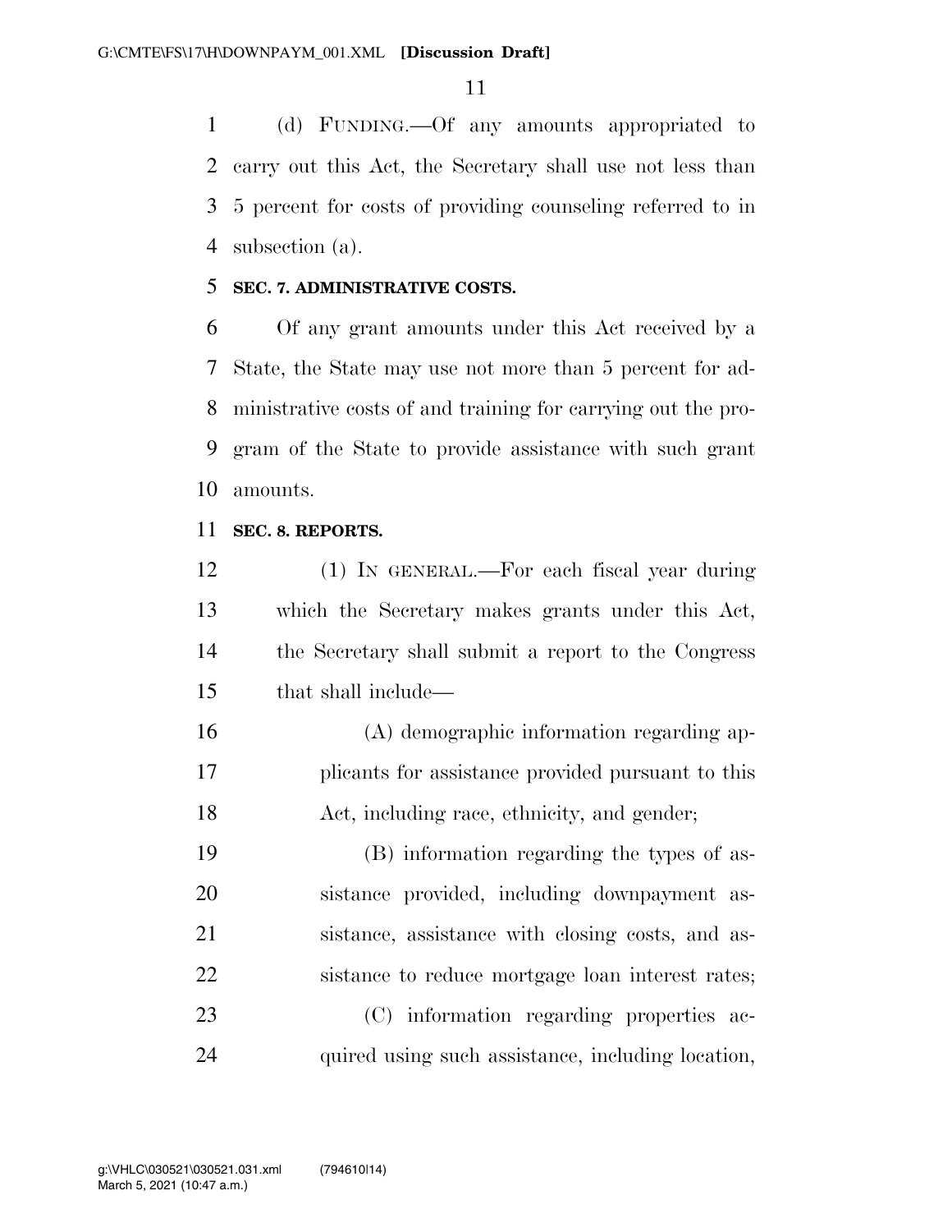(d) FUNDING.—Of any amounts appropriated to carry out this Act, the Secretary shall use not less than 5 percent for costs of providing counseling referred to in subsection (a).

**SEC. 7. ADMINISTRATIVE COSTS.**

Of any grant amounts under this Act received by a State, the State may use not more than 5 percent for administrative costs of and training for carrying out the program of the State to provide assistance with such grant amounts.

**SEC. 8. REPORTS.**

(1) IN GENERAL.—For each fiscal year during which the Secretary makes grants under this Act, the Secretary shall submit a report to the Congress that shall include—

(A) demographic information regarding applicants for assistance provided pursuant to this Act, including race, ethnicity, and gender;

(B) information regarding the types of assistance provided, including downpayment assistance, assistance with closing costs, and assistance to reduce mortgage loan interest rates;

(C) information regarding properties acquired using such assistance, including location,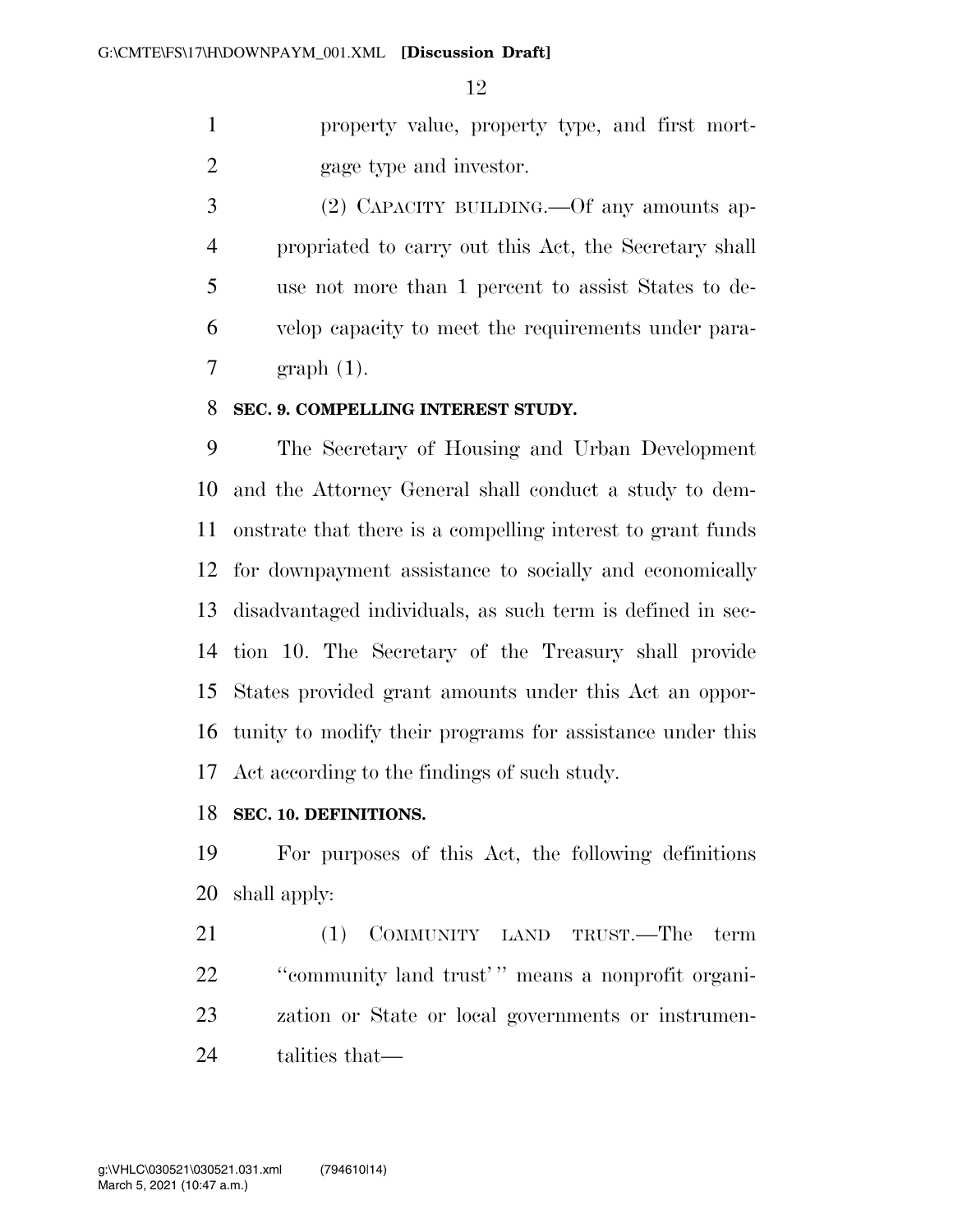property value, property type, and first mortgage type and investor.

(2) CAPACITY BUILDING.—Of any amounts appropriated to carry out this Act, the Secretary shall use not more than 1 percent to assist States to develop capacity to meet the requirements under paragraph (1).

**SEC. 9. COMPELLING INTEREST STUDY.**

The Secretary of Housing and Urban Development and the Attorney General shall conduct a study to demonstrate that there is a compelling interest to grant funds for downpayment assistance to socially and economically disadvantaged individuals, as such term is defined in section 10. The Secretary of the Treasury shall provide States provided grant amounts under this Act an opportunity to modify their programs for assistance under this Act according to the findings of such study.

**SEC. 10. DEFINITIONS.**

For purposes of this Act, the following definitions shall apply:

(1) COMMUNITY LAND TRUST.—The term ''community land trust' '' means a nonprofit organization or State or local governments or instrumentalities that—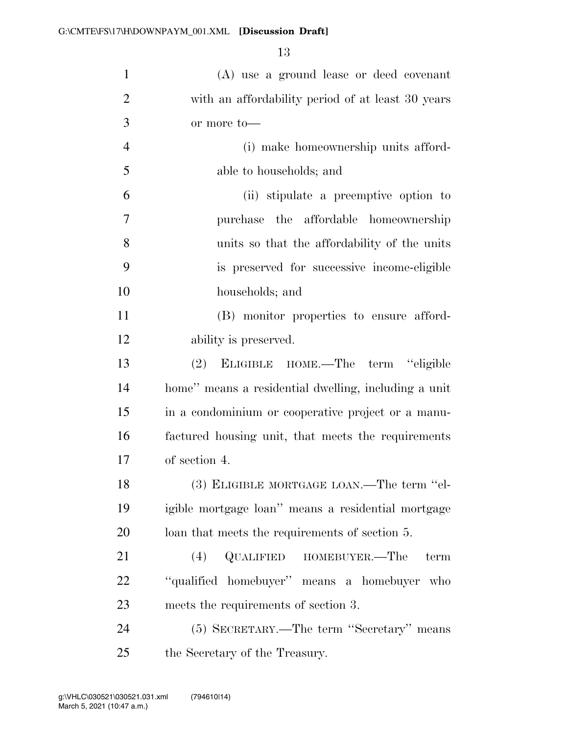(A) use a ground lease or deed covenant with an affordability period of at least 30 years or more to—

(i) make homeownership units affordable to households; and

(ii) stipulate a preemptive option to purchase the affordable homeownership units so that the affordability of the units is preserved for successive income-eligible households; and

(B) monitor properties to ensure affordability is preserved.

(2) ELIGIBLE HOME.—The term "eligible home" means a residential dwelling, including a unit in a condominium or cooperative project or a manufactured housing unit, that meets the requirements of section 4.

(3) ELIGIBLE MORTGAGE LOAN.—The term "eligible mortgage loan" means a residential mortgage loan that meets the requirements of section 5.

(4) QUALIFIED HOMEBUYER.—The term "qualified homebuyer" means a homebuyer who meets the requirements of section 3.

(5) SECRETARY.—The term "Secretary" means the Secretary of the Treasury.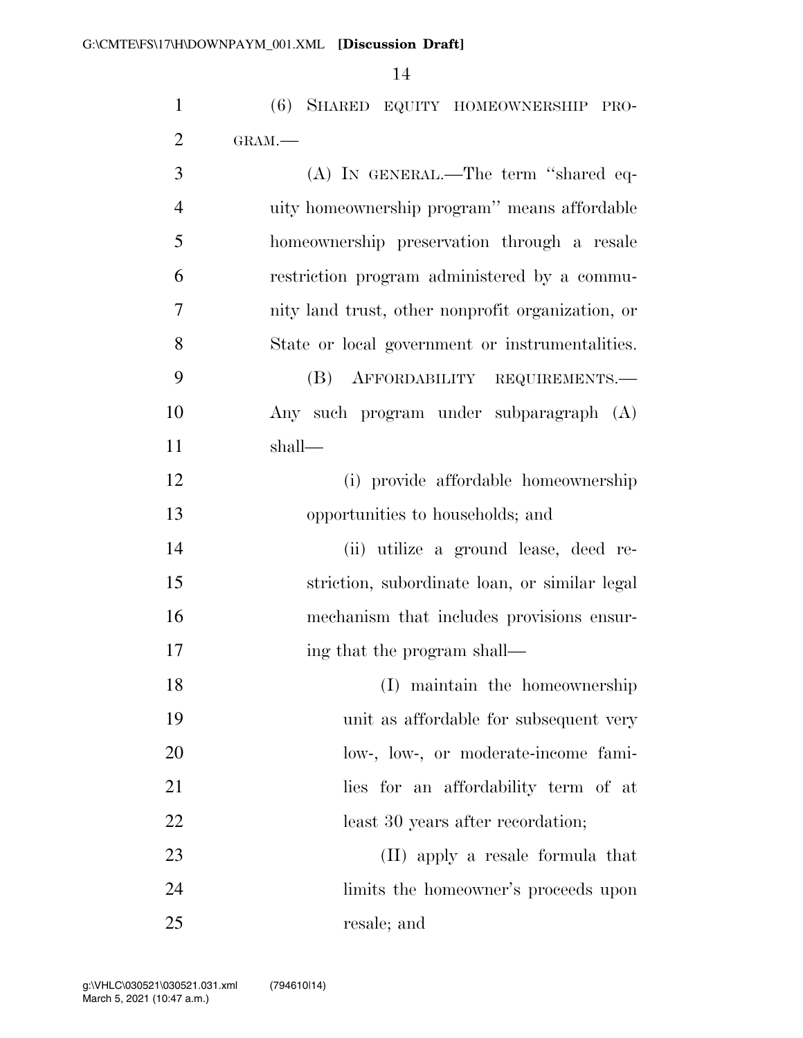(6) SHARED EQUITY HOMEOWNERSHIP PROGRAM.—

(A) IN GENERAL.—The term ''shared equity homeownership program'' means affordable homeownership preservation through a resale restriction program administered by a community land trust, other nonprofit organization, or State or local government or instrumentalities.

(B) AFFORDABILITY REQUIREMENTS.— Any such program under subparagraph (A) shall—

(i) provide affordable homeownership opportunities to households; and

(ii) utilize a ground lease, deed restriction, subordinate loan, or similar legal mechanism that includes provisions ensuring that the program shall—

(I) maintain the homeownership unit as affordable for subsequent very low-, low-, or moderate-income families for an affordability term of at least 30 years after recordation;

(II) apply a resale formula that limits the homeowner's proceeds upon resale; and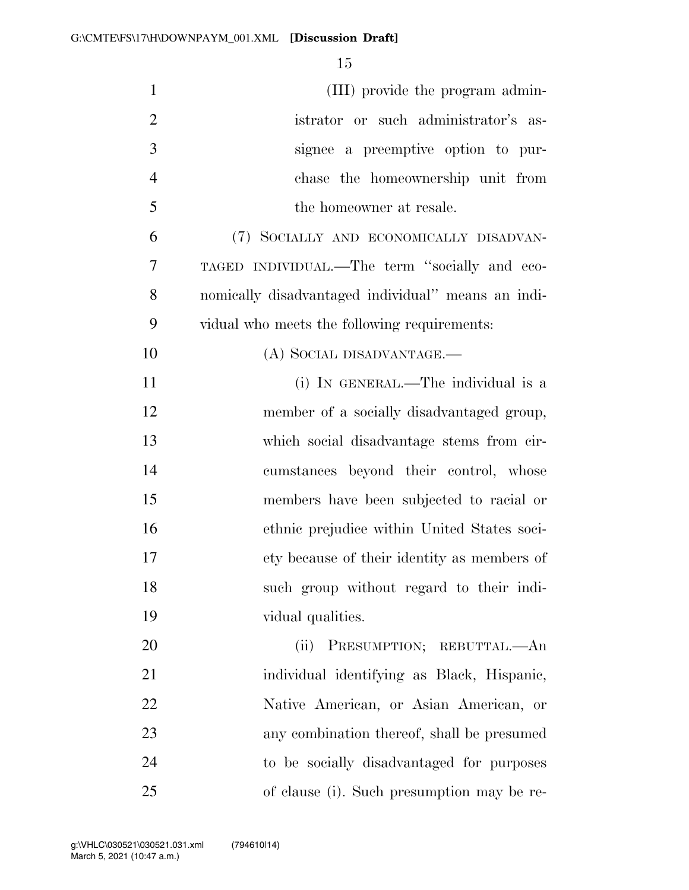(III) provide the program administrator or such administrator's assignee a preemptive option to purchase the homeownership unit from the homeowner at resale.

(7) SOCIALLY AND ECONOMICALLY DISADVANTAGED INDIVIDUAL.—The term "socially and economically disadvantaged individual" means an individual who meets the following requirements:

(A) SOCIAL DISADVANTAGE.—

(i) IN GENERAL.—The individual is a member of a socially disadvantaged group, which social disadvantage stems from circumstances beyond their control, whose members have been subjected to racial or ethnic prejudice within United States society because of their identity as members of such group without regard to their individual qualities.

(ii) PRESUMPTION; REBUTTAL.—An individual identifying as Black, Hispanic, Native American, or Asian American, or any combination thereof, shall be presumed to be socially disadvantaged for purposes of clause (i). Such presumption may be re-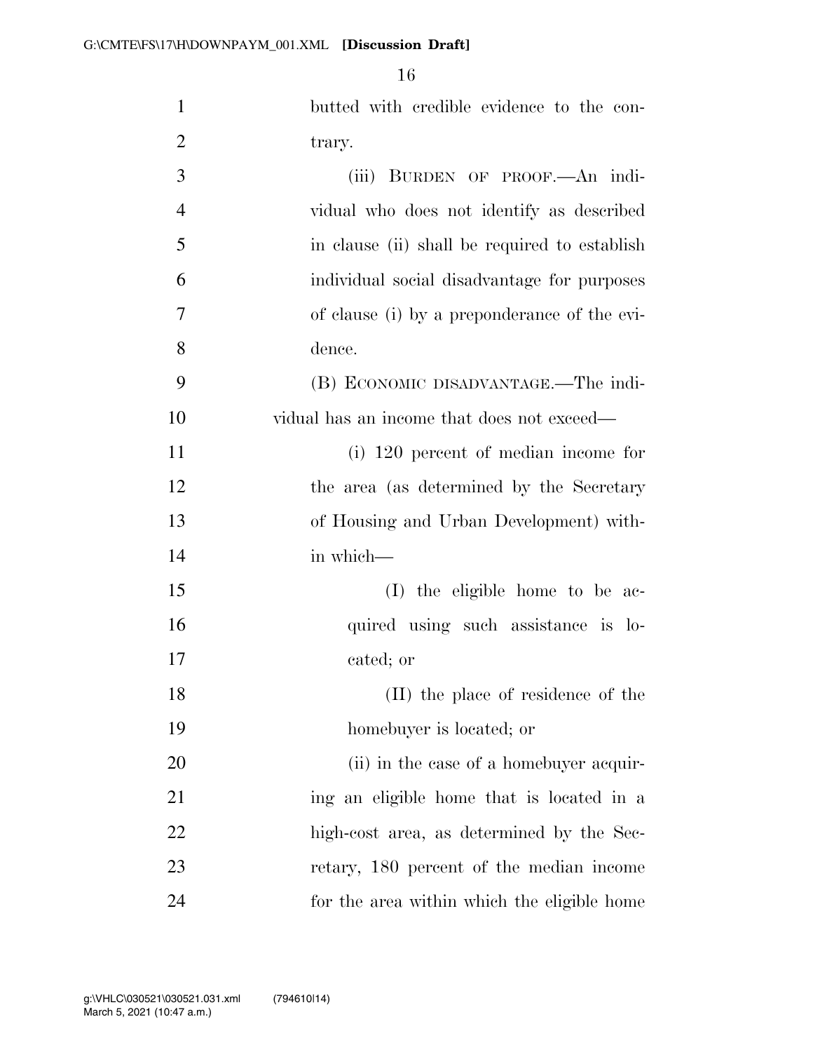butted with credible evidence to the contrary.

(iii) BURDEN OF PROOF.—An individual who does not identify as described in clause (ii) shall be required to establish individual social disadvantage for purposes of clause (i) by a preponderance of the evidence.

(B) ECONOMIC DISADVANTAGE.—The individual has an income that does not exceed—

(i) 120 percent of median income for the area (as determined by the Secretary of Housing and Urban Development) within which—

(I) the eligible home to be acquired using such assistance is located; or

(II) the place of residence of the homebuyer is located; or

(ii) in the case of a homebuyer acquiring an eligible home that is located in a high-cost area, as determined by the Secretary, 180 percent of the median income for the area within which the eligible home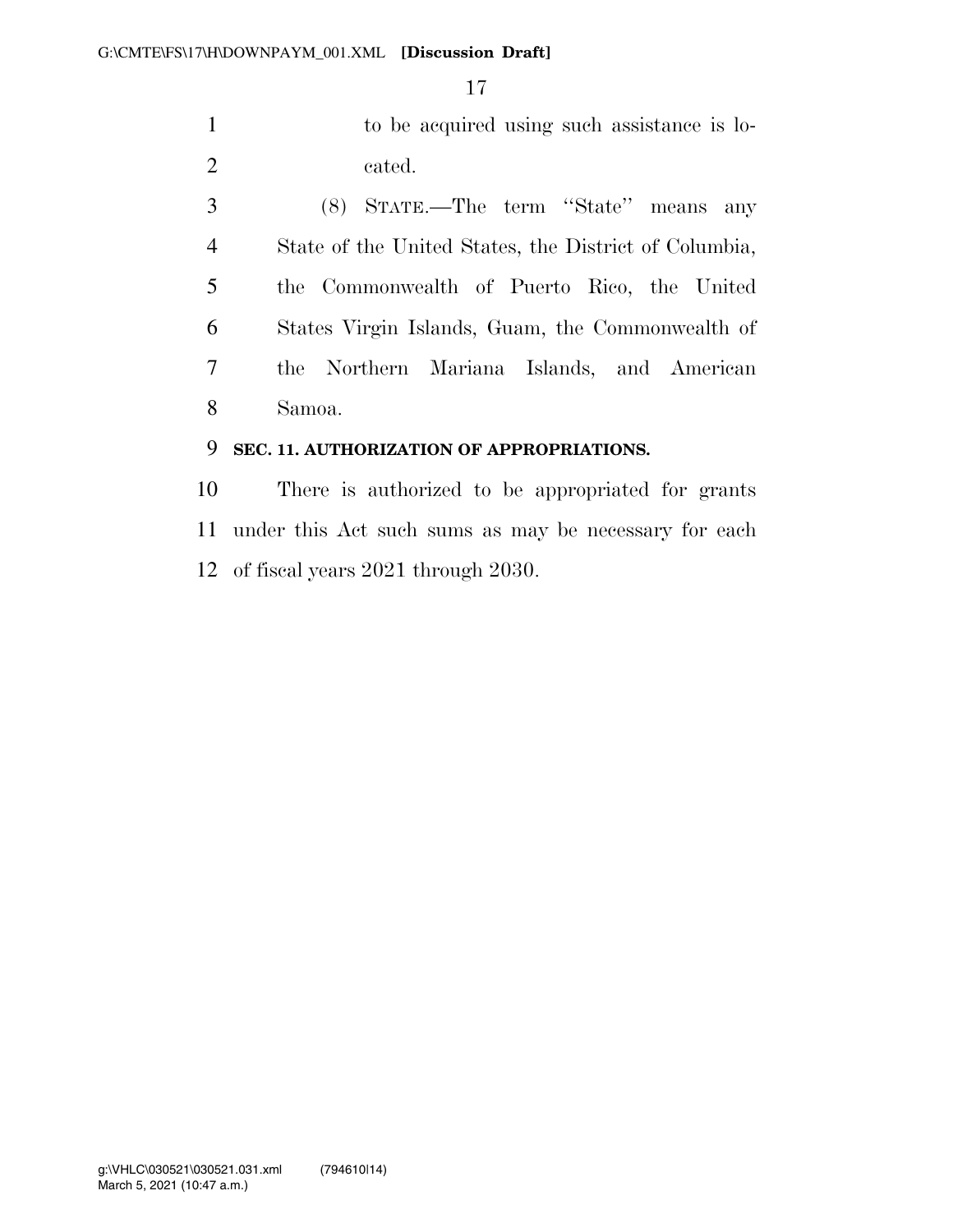to be acquired using such assistance is located.

(8) STATE.—The term "State" means any State of the United States, the District of Columbia, the Commonwealth of Puerto Rico, the United States Virgin Islands, Guam, the Commonwealth of the Northern Mariana Islands, and American Samoa.

**SEC. 11. AUTHORIZATION OF APPROPRIATIONS.**

There is authorized to be appropriated for grants under this Act such sums as may be necessary for each of fiscal years 2021 through 2030.